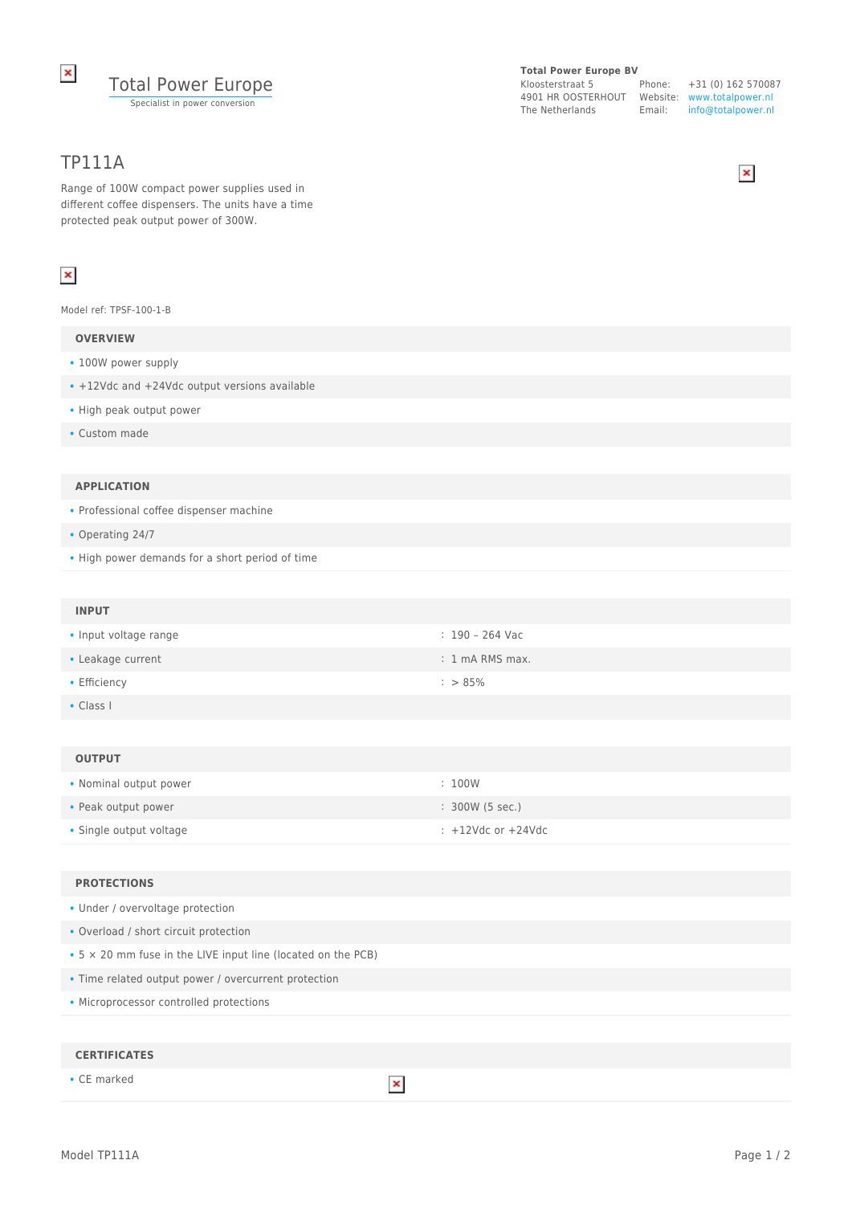Total Power Europe
Specialist in power conversion

**Total Power Europe BV**
Kloosterstraat 5
4901 HR OOSTERHOUT
The Netherlands

Phone: +31 (0) 162 570087
Website: www.totalpower.nl
Email: info@totalpower.nl

# TP111A

Range of 100W compact power supplies used in different coffee dispensers. The units have a time protected peak output power of 300W.

Model ref: TPSF-100-1-B

## OVERVIEW

- 100W power supply
- +12Vdc and +24Vdc output versions available
- High peak output power
- Custom made

## APPLICATION

- Professional coffee dispenser machine
- Operating 24/7
- High power demands for a short period of time

## INPUT

| | |
|---|---|
| Input voltage range | : 190 – 264 Vac |
| Leakage current | : 1 mA RMS max. |
| Efficiency | : > 85% |
| Class I | |

## OUTPUT

| | |
|---|---|
| Nominal output power | : 100W |
| Peak output power | : 300W (5 sec.) |
| Single output voltage | : +12Vdc or +24Vdc |

## PROTECTIONS

- Under / overvoltage protection
- Overload / short circuit protection
- 5 × 20 mm fuse in the LIVE input line (located on the PCB)
- Time related output power / overcurrent protection
- Microprocessor controlled protections

## CERTIFICATES

- CE marked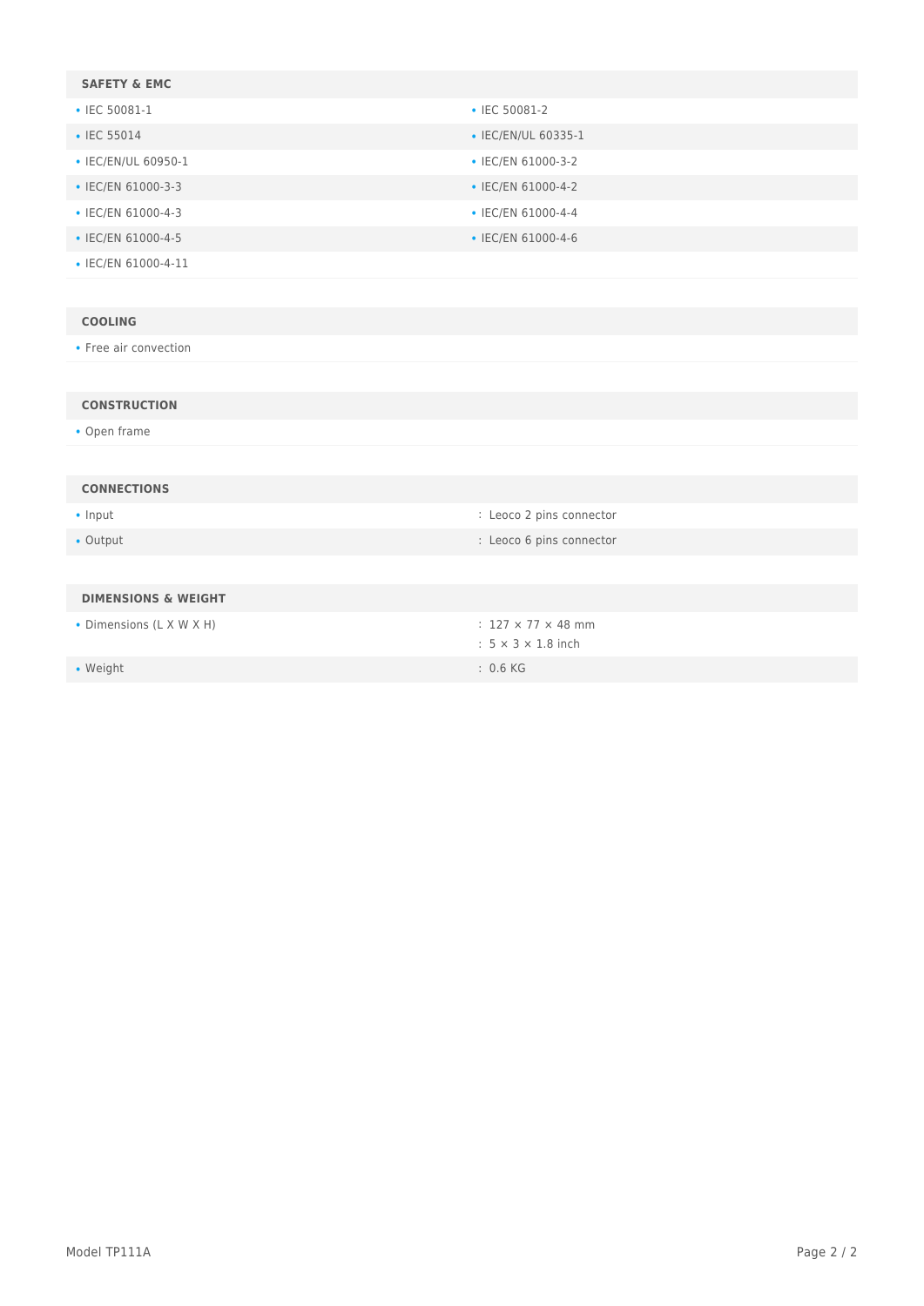## SAFETY & EMC

- IEC 50081-1
- IEC 50081-2
- IEC 55014
- IEC/EN/UL 60335-1
- IEC/EN/UL 60950-1
- IEC/EN 61000-3-2
- IEC/EN 61000-3-3
- IEC/EN 61000-4-2
- IEC/EN 61000-4-3
- IEC/EN 61000-4-4
- IEC/EN 61000-4-5
- IEC/EN 61000-4-6
- IEC/EN 61000-4-11

## COOLING

- Free air convection

## CONSTRUCTION

- Open frame

## CONNECTIONS

| | |
|---|---|
| • Input | : Leoco 2 pins connector |
| • Output | : Leoco 6 pins connector |

## DIMENSIONS & WEIGHT

| | |
|---|---|
| • Dimensions (L X W X H) | : 127 × 77 × 48 mm<br>: 5 × 3 × 1.8 inch |
| • Weight | : 0.6 KG |

Model TP111A